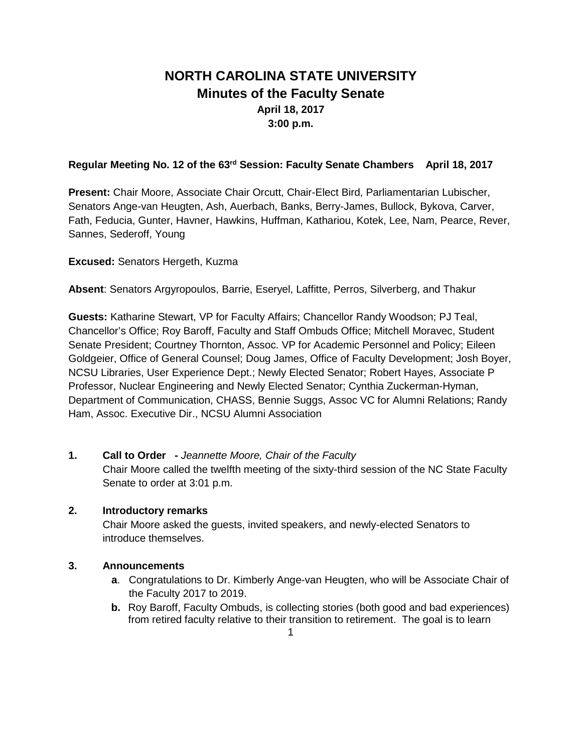# NORTH CAROLINA STATE UNIVERSITY
## Minutes of the Faculty Senate
### April 18, 2017
### 3:00 p.m.

**Regular Meeting No. 12 of the 63rd Session: Faculty Senate Chambers April 18, 2017**

**Present:** Chair Moore, Associate Chair Orcutt, Chair-Elect Bird, Parliamentarian Lubischer, Senators Ange-van Heugten, Ash, Auerbach, Banks, Berry-James, Bullock, Bykova, Carver, Fath, Feducia, Gunter, Havner, Hawkins, Huffman, Kathariou, Kotek, Lee, Nam, Pearce, Rever, Sannes, Sederoff, Young

**Excused:** Senators Hergeth, Kuzma

**Absent**: Senators Argyropoulos, Barrie, Eseryel, Laffitte, Perros, Silverberg, and Thakur

**Guests:** Katharine Stewart, VP for Faculty Affairs; Chancellor Randy Woodson; PJ Teal, Chancellor's Office; Roy Baroff, Faculty and Staff Ombuds Office; Mitchell Moravec, Student Senate President; Courtney Thornton, Assoc. VP for Academic Personnel and Policy; Eileen Goldgeier, Office of General Counsel; Doug James, Office of Faculty Development; Josh Boyer, NCSU Libraries, User Experience Dept.; Newly Elected Senator; Robert Hayes, Associate P Professor, Nuclear Engineering and Newly Elected Senator; Cynthia Zuckerman-Hyman, Department of Communication, CHASS, Bennie Suggs, Assoc VC for Alumni Relations; Randy Ham, Assoc. Executive Dir., NCSU Alumni Association

**1. Call to Order - *Jeannette Moore, Chair of the Faculty***

Chair Moore called the twelfth meeting of the sixty-third session of the NC State Faculty Senate to order at 3:01 p.m.

**2. Introductory remarks**

Chair Moore asked the guests, invited speakers, and newly-elected Senators to introduce themselves.

**3. Announcements**

- **a**. Congratulations to Dr. Kimberly Ange-van Heugten, who will be Associate Chair of the Faculty 2017 to 2019.
- **b.** Roy Baroff, Faculty Ombuds, is collecting stories (both good and bad experiences) from retired faculty relative to their transition to retirement. The goal is to learn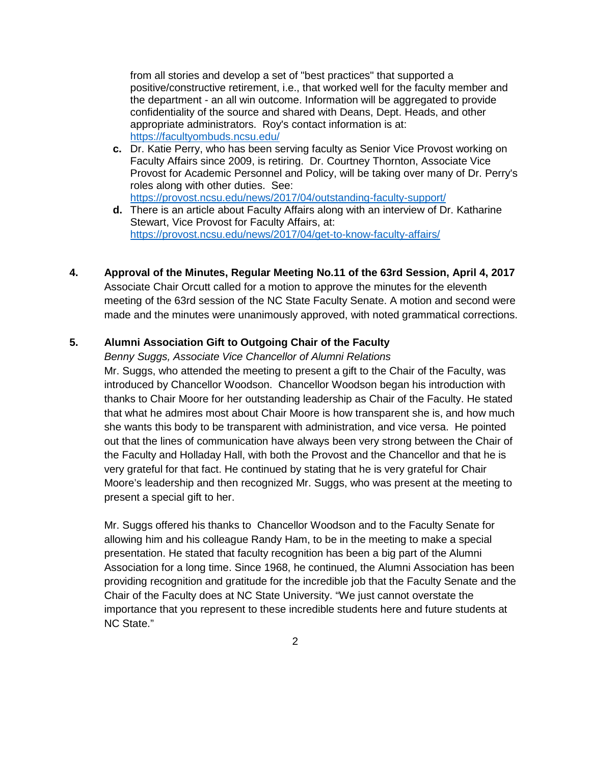from all stories and develop a set of "best practices" that supported a positive/constructive retirement, i.e., that worked well for the faculty member and the department - an all win outcome. Information will be aggregated to provide confidentiality of the source and shared with Deans, Dept. Heads, and other appropriate administrators. Roy's contact information is at: https://facultyombuds.ncsu.edu/

- **c.** Dr. Katie Perry, who has been serving faculty as Senior Vice Provost working on Faculty Affairs since 2009, is retiring. Dr. Courtney Thornton, Associate Vice Provost for Academic Personnel and Policy, will be taking over many of Dr. Perry's roles along with other duties. See: https://provost.ncsu.edu/news/2017/04/outstanding-faculty-support/
- **d.** There is an article about Faculty Affairs along with an interview of Dr. Katharine Stewart, Vice Provost for Faculty Affairs, at: https://provost.ncsu.edu/news/2017/04/get-to-know-faculty-affairs/

**4. Approval of the Minutes, Regular Meeting No.11 of the 63rd Session, April 4, 2017**

Associate Chair Orcutt called for a motion to approve the minutes for the eleventh meeting of the 63rd session of the NC State Faculty Senate. A motion and second were made and the minutes were unanimously approved, with noted grammatical corrections.

**5. Alumni Association Gift to Outgoing Chair of the Faculty**

*Benny Suggs, Associate Vice Chancellor of Alumni Relations*

Mr. Suggs, who attended the meeting to present a gift to the Chair of the Faculty, was introduced by Chancellor Woodson. Chancellor Woodson began his introduction with thanks to Chair Moore for her outstanding leadership as Chair of the Faculty. He stated that what he admires most about Chair Moore is how transparent she is, and how much she wants this body to be transparent with administration, and vice versa. He pointed out that the lines of communication have always been very strong between the Chair of the Faculty and Holladay Hall, with both the Provost and the Chancellor and that he is very grateful for that fact. He continued by stating that he is very grateful for Chair Moore's leadership and then recognized Mr. Suggs, who was present at the meeting to present a special gift to her.

Mr. Suggs offered his thanks to Chancellor Woodson and to the Faculty Senate for allowing him and his colleague Randy Ham, to be in the meeting to make a special presentation. He stated that faculty recognition has been a big part of the Alumni Association for a long time. Since 1968, he continued, the Alumni Association has been providing recognition and gratitude for the incredible job that the Faculty Senate and the Chair of the Faculty does at NC State University. "We just cannot overstate the importance that you represent to these incredible students here and future students at NC State."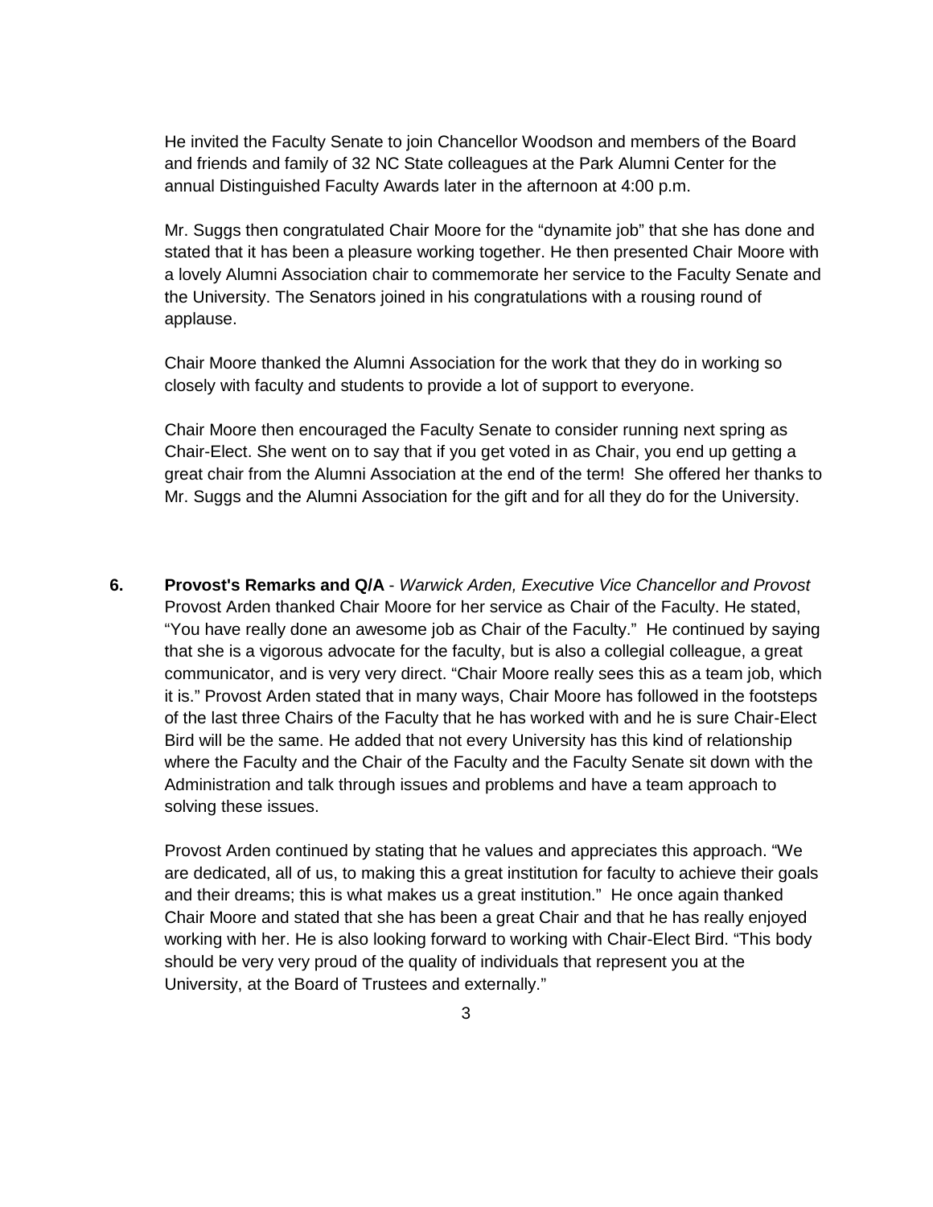He invited the Faculty Senate to join Chancellor Woodson and members of the Board and friends and family of 32 NC State colleagues at the Park Alumni Center for the annual Distinguished Faculty Awards later in the afternoon at 4:00 p.m.

Mr. Suggs then congratulated Chair Moore for the "dynamite job" that she has done and stated that it has been a pleasure working together. He then presented Chair Moore with a lovely Alumni Association chair to commemorate her service to the Faculty Senate and the University. The Senators joined in his congratulations with a rousing round of applause.

Chair Moore thanked the Alumni Association for the work that they do in working so closely with faculty and students to provide a lot of support to everyone.

Chair Moore then encouraged the Faculty Senate to consider running next spring as Chair-Elect. She went on to say that if you get voted in as Chair, you end up getting a great chair from the Alumni Association at the end of the term! She offered her thanks to Mr. Suggs and the Alumni Association for the gift and for all they do for the University.

**6. Provost's Remarks and Q/A** - *Warwick Arden, Executive Vice Chancellor and Provost*

Provost Arden thanked Chair Moore for her service as Chair of the Faculty. He stated, "You have really done an awesome job as Chair of the Faculty." He continued by saying that she is a vigorous advocate for the faculty, but is also a collegial colleague, a great communicator, and is very very direct. "Chair Moore really sees this as a team job, which it is." Provost Arden stated that in many ways, Chair Moore has followed in the footsteps of the last three Chairs of the Faculty that he has worked with and he is sure Chair-Elect Bird will be the same. He added that not every University has this kind of relationship where the Faculty and the Chair of the Faculty and the Faculty Senate sit down with the Administration and talk through issues and problems and have a team approach to solving these issues.

Provost Arden continued by stating that he values and appreciates this approach. "We are dedicated, all of us, to making this a great institution for faculty to achieve their goals and their dreams; this is what makes us a great institution." He once again thanked Chair Moore and stated that she has been a great Chair and that he has really enjoyed working with her. He is also looking forward to working with Chair-Elect Bird. "This body should be very very proud of the quality of individuals that represent you at the University, at the Board of Trustees and externally."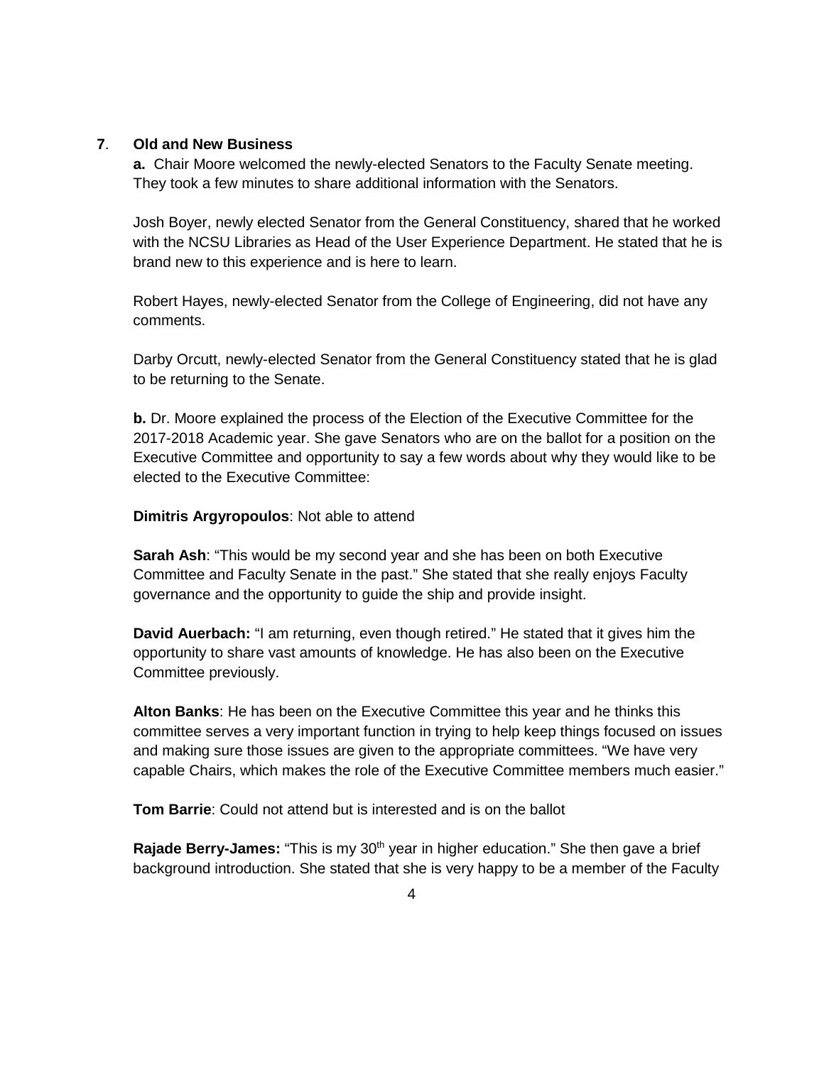**7**. **Old and New Business**

**a.** Chair Moore welcomed the newly-elected Senators to the Faculty Senate meeting. They took a few minutes to share additional information with the Senators.

Josh Boyer, newly elected Senator from the General Constituency, shared that he worked with the NCSU Libraries as Head of the User Experience Department. He stated that he is brand new to this experience and is here to learn.

Robert Hayes, newly-elected Senator from the College of Engineering, did not have any comments.

Darby Orcutt, newly-elected Senator from the General Constituency stated that he is glad to be returning to the Senate.

**b.** Dr. Moore explained the process of the Election of the Executive Committee for the 2017-2018 Academic year. She gave Senators who are on the ballot for a position on the Executive Committee and opportunity to say a few words about why they would like to be elected to the Executive Committee:

**Dimitris Argyropoulos**: Not able to attend

**Sarah Ash**: "This would be my second year and she has been on both Executive Committee and Faculty Senate in the past." She stated that she really enjoys Faculty governance and the opportunity to guide the ship and provide insight.

**David Auerbach:** "I am returning, even though retired." He stated that it gives him the opportunity to share vast amounts of knowledge. He has also been on the Executive Committee previously.

**Alton Banks**: He has been on the Executive Committee this year and he thinks this committee serves a very important function in trying to help keep things focused on issues and making sure those issues are given to the appropriate committees. "We have very capable Chairs, which makes the role of the Executive Committee members much easier."

**Tom Barrie**: Could not attend but is interested and is on the ballot

**Rajade Berry-James:** "This is my 30th year in higher education." She then gave a brief background introduction. She stated that she is very happy to be a member of the Faculty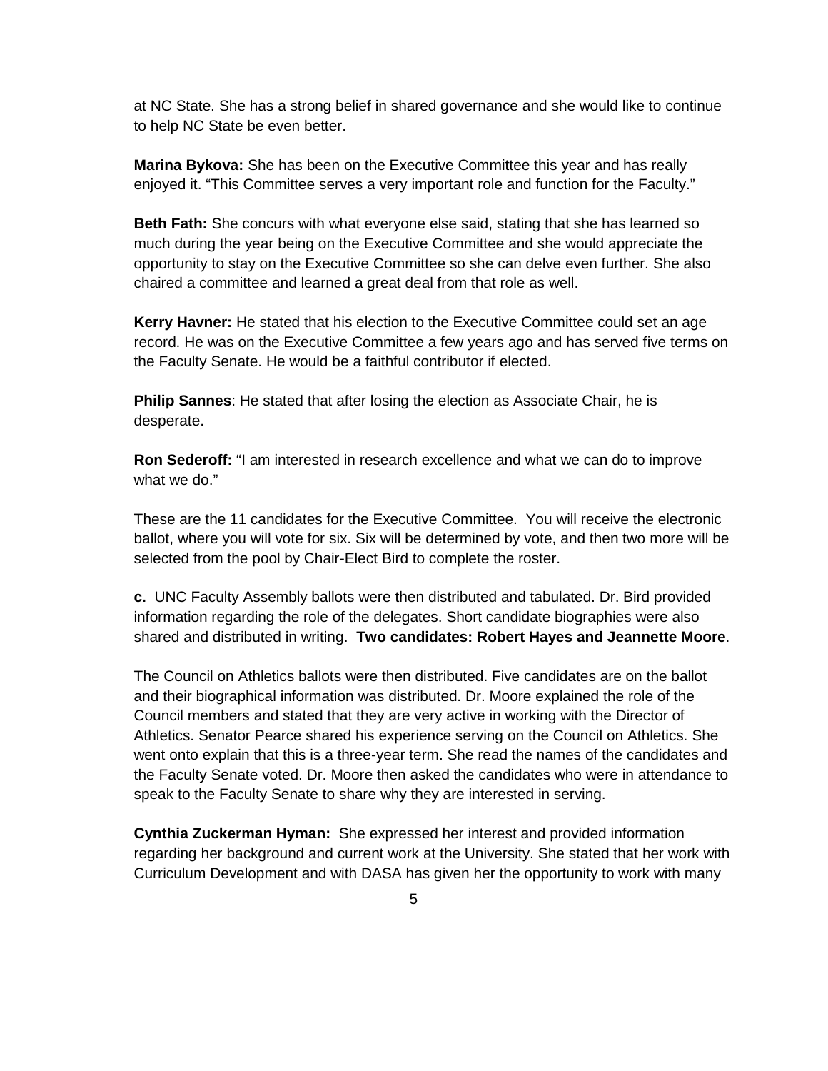at NC State. She has a strong belief in shared governance and she would like to continue to help NC State be even better.

**Marina Bykova:** She has been on the Executive Committee this year and has really enjoyed it. "This Committee serves a very important role and function for the Faculty."

**Beth Fath:** She concurs with what everyone else said, stating that she has learned so much during the year being on the Executive Committee and she would appreciate the opportunity to stay on the Executive Committee so she can delve even further. She also chaired a committee and learned a great deal from that role as well.

**Kerry Havner:** He stated that his election to the Executive Committee could set an age record. He was on the Executive Committee a few years ago and has served five terms on the Faculty Senate. He would be a faithful contributor if elected.

**Philip Sannes**: He stated that after losing the election as Associate Chair, he is desperate.

**Ron Sederoff:** "I am interested in research excellence and what we can do to improve what we do."

These are the 11 candidates for the Executive Committee. You will receive the electronic ballot, where you will vote for six. Six will be determined by vote, and then two more will be selected from the pool by Chair-Elect Bird to complete the roster.

**c.** UNC Faculty Assembly ballots were then distributed and tabulated. Dr. Bird provided information regarding the role of the delegates. Short candidate biographies were also shared and distributed in writing. **Two candidates: Robert Hayes and Jeannette Moore**.

The Council on Athletics ballots were then distributed. Five candidates are on the ballot and their biographical information was distributed. Dr. Moore explained the role of the Council members and stated that they are very active in working with the Director of Athletics. Senator Pearce shared his experience serving on the Council on Athletics. She went onto explain that this is a three-year term. She read the names of the candidates and the Faculty Senate voted. Dr. Moore then asked the candidates who were in attendance to speak to the Faculty Senate to share why they are interested in serving.

**Cynthia Zuckerman Hyman:** She expressed her interest and provided information regarding her background and current work at the University. She stated that her work with Curriculum Development and with DASA has given her the opportunity to work with many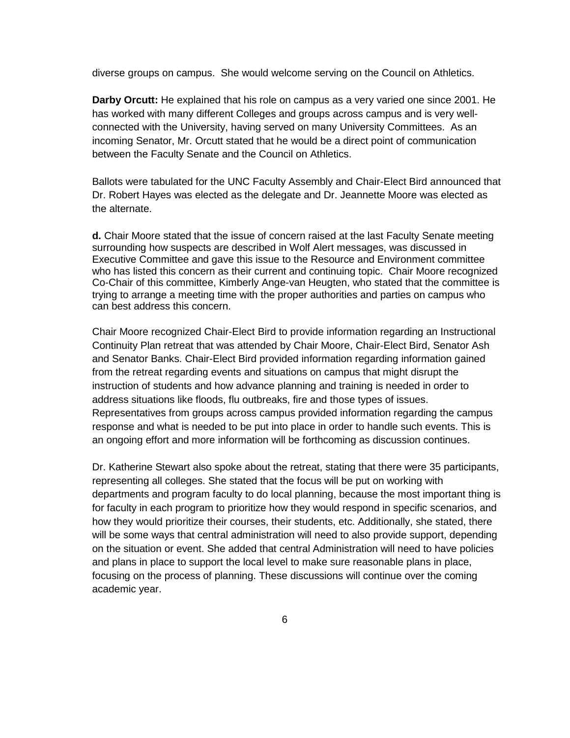diverse groups on campus. She would welcome serving on the Council on Athletics.

**Darby Orcutt:** He explained that his role on campus as a very varied one since 2001. He has worked with many different Colleges and groups across campus and is very well-connected with the University, having served on many University Committees. As an incoming Senator, Mr. Orcutt stated that he would be a direct point of communication between the Faculty Senate and the Council on Athletics.

Ballots were tabulated for the UNC Faculty Assembly and Chair-Elect Bird announced that Dr. Robert Hayes was elected as the delegate and Dr. Jeannette Moore was elected as the alternate.

**d.** Chair Moore stated that the issue of concern raised at the last Faculty Senate meeting surrounding how suspects are described in Wolf Alert messages, was discussed in Executive Committee and gave this issue to the Resource and Environment committee who has listed this concern as their current and continuing topic. Chair Moore recognized Co-Chair of this committee, Kimberly Ange-van Heugten, who stated that the committee is trying to arrange a meeting time with the proper authorities and parties on campus who can best address this concern.

Chair Moore recognized Chair-Elect Bird to provide information regarding an Instructional Continuity Plan retreat that was attended by Chair Moore, Chair-Elect Bird, Senator Ash and Senator Banks. Chair-Elect Bird provided information regarding information gained from the retreat regarding events and situations on campus that might disrupt the instruction of students and how advance planning and training is needed in order to address situations like floods, flu outbreaks, fire and those types of issues. Representatives from groups across campus provided information regarding the campus response and what is needed to be put into place in order to handle such events. This is an ongoing effort and more information will be forthcoming as discussion continues.

Dr. Katherine Stewart also spoke about the retreat, stating that there were 35 participants, representing all colleges. She stated that the focus will be put on working with departments and program faculty to do local planning, because the most important thing is for faculty in each program to prioritize how they would respond in specific scenarios, and how they would prioritize their courses, their students, etc. Additionally, she stated, there will be some ways that central administration will need to also provide support, depending on the situation or event. She added that central Administration will need to have policies and plans in place to support the local level to make sure reasonable plans in place, focusing on the process of planning. These discussions will continue over the coming academic year.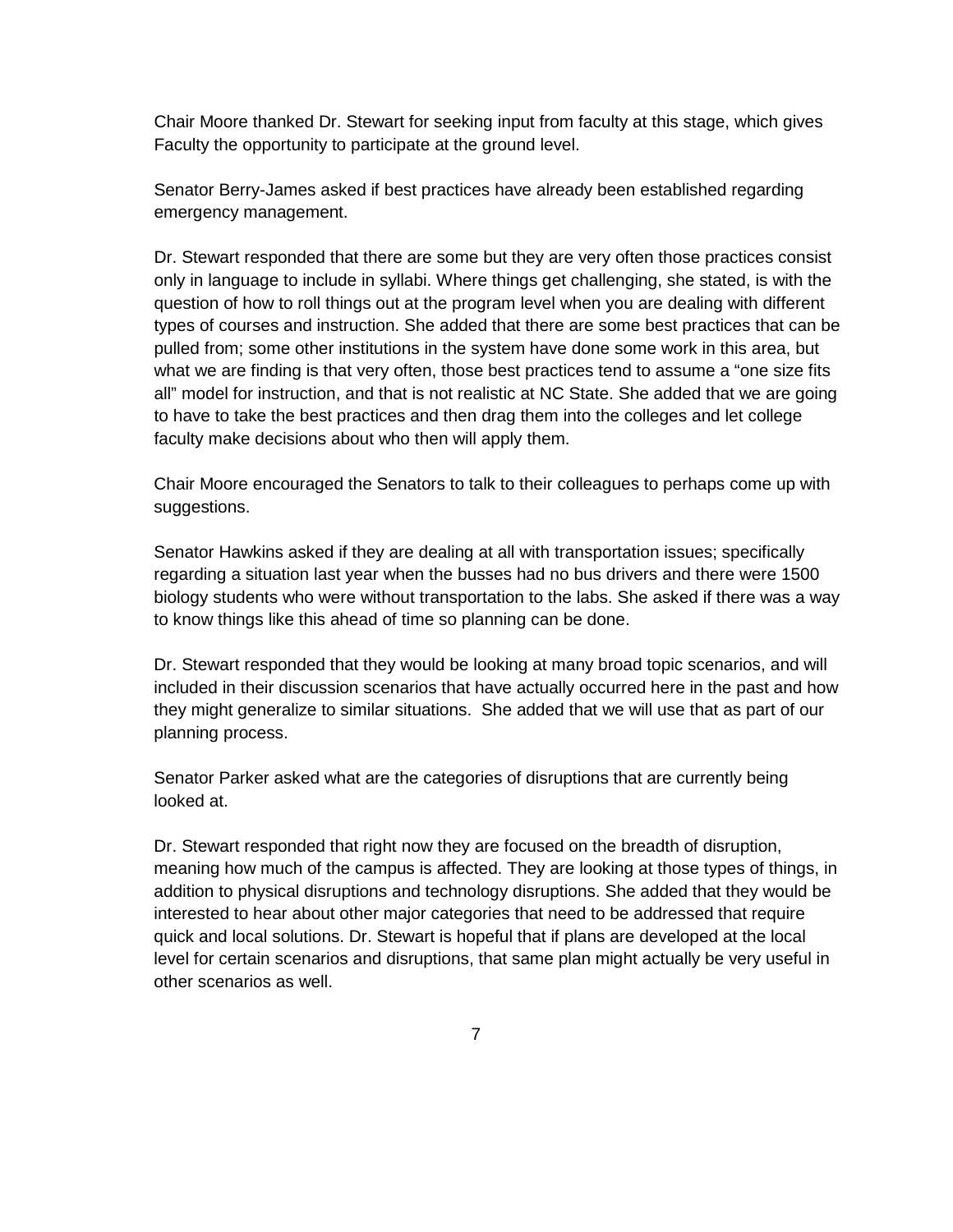Chair Moore thanked Dr. Stewart for seeking input from faculty at this stage, which gives Faculty the opportunity to participate at the ground level.

Senator Berry-James asked if best practices have already been established regarding emergency management.

Dr. Stewart responded that there are some but they are very often those practices consist only in language to include in syllabi. Where things get challenging, she stated, is with the question of how to roll things out at the program level when you are dealing with different types of courses and instruction. She added that there are some best practices that can be pulled from; some other institutions in the system have done some work in this area, but what we are finding is that very often, those best practices tend to assume a "one size fits all" model for instruction, and that is not realistic at NC State. She added that we are going to have to take the best practices and then drag them into the colleges and let college faculty make decisions about who then will apply them.

Chair Moore encouraged the Senators to talk to their colleagues to perhaps come up with suggestions.

Senator Hawkins asked if they are dealing at all with transportation issues; specifically regarding a situation last year when the busses had no bus drivers and there were 1500 biology students who were without transportation to the labs. She asked if there was a way to know things like this ahead of time so planning can be done.

Dr. Stewart responded that they would be looking at many broad topic scenarios, and will included in their discussion scenarios that have actually occurred here in the past and how they might generalize to similar situations. She added that we will use that as part of our planning process.

Senator Parker asked what are the categories of disruptions that are currently being looked at.

Dr. Stewart responded that right now they are focused on the breadth of disruption, meaning how much of the campus is affected. They are looking at those types of things, in addition to physical disruptions and technology disruptions. She added that they would be interested to hear about other major categories that need to be addressed that require quick and local solutions. Dr. Stewart is hopeful that if plans are developed at the local level for certain scenarios and disruptions, that same plan might actually be very useful in other scenarios as well.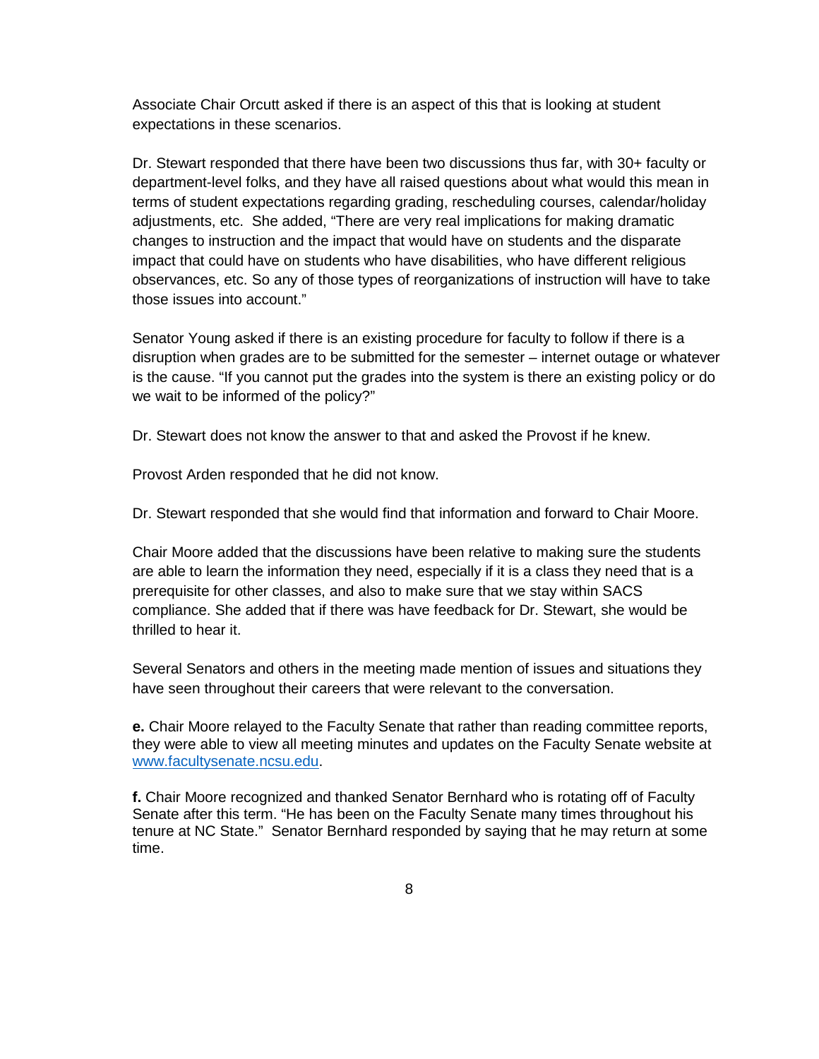Associate Chair Orcutt asked if there is an aspect of this that is looking at student expectations in these scenarios.

Dr. Stewart responded that there have been two discussions thus far, with 30+ faculty or department-level folks, and they have all raised questions about what would this mean in terms of student expectations regarding grading, rescheduling courses, calendar/holiday adjustments, etc. She added, "There are very real implications for making dramatic changes to instruction and the impact that would have on students and the disparate impact that could have on students who have disabilities, who have different religious observances, etc. So any of those types of reorganizations of instruction will have to take those issues into account."

Senator Young asked if there is an existing procedure for faculty to follow if there is a disruption when grades are to be submitted for the semester – internet outage or whatever is the cause. "If you cannot put the grades into the system is there an existing policy or do we wait to be informed of the policy?"

Dr. Stewart does not know the answer to that and asked the Provost if he knew.

Provost Arden responded that he did not know.

Dr. Stewart responded that she would find that information and forward to Chair Moore.

Chair Moore added that the discussions have been relative to making sure the students are able to learn the information they need, especially if it is a class they need that is a prerequisite for other classes, and also to make sure that we stay within SACS compliance. She added that if there was have feedback for Dr. Stewart, she would be thrilled to hear it.

Several Senators and others in the meeting made mention of issues and situations they have seen throughout their careers that were relevant to the conversation.

**e.** Chair Moore relayed to the Faculty Senate that rather than reading committee reports, they were able to view all meeting minutes and updates on the Faculty Senate website at www.facultysenate.ncsu.edu.

**f.** Chair Moore recognized and thanked Senator Bernhard who is rotating off of Faculty Senate after this term. "He has been on the Faculty Senate many times throughout his tenure at NC State." Senator Bernhard responded by saying that he may return at some time.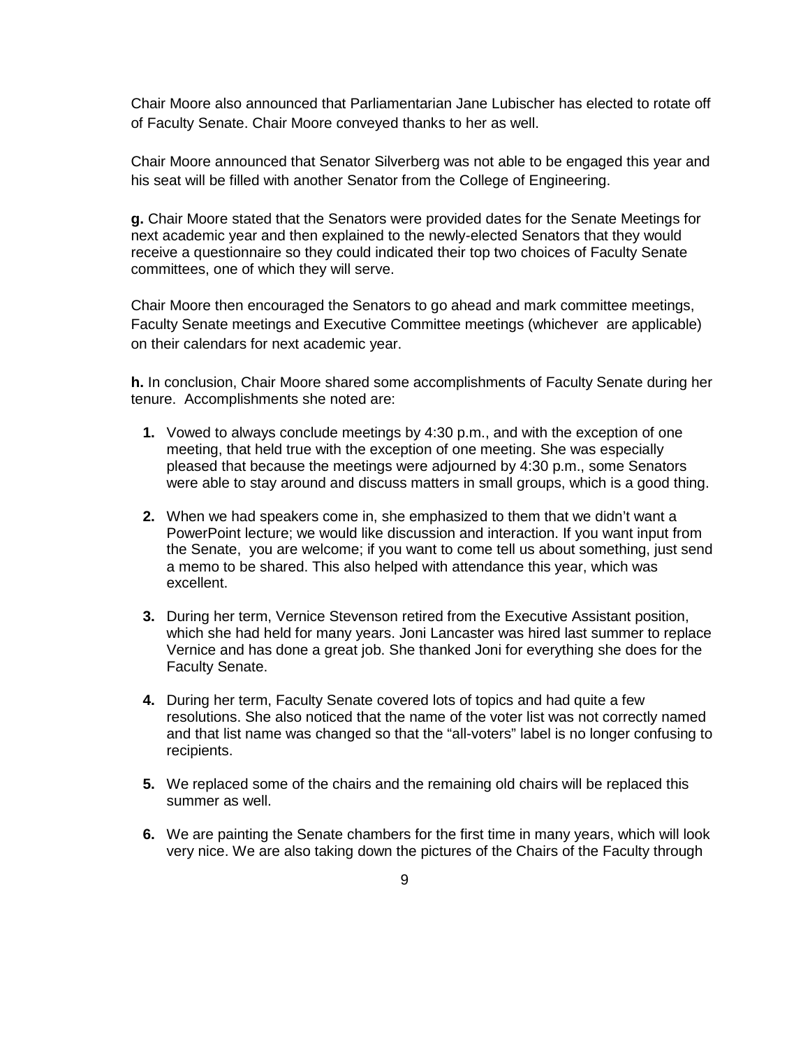Chair Moore also announced that Parliamentarian Jane Lubischer has elected to rotate off of Faculty Senate. Chair Moore conveyed thanks to her as well.

Chair Moore announced that Senator Silverberg was not able to be engaged this year and his seat will be filled with another Senator from the College of Engineering.

**g.** Chair Moore stated that the Senators were provided dates for the Senate Meetings for next academic year and then explained to the newly-elected Senators that they would receive a questionnaire so they could indicated their top two choices of Faculty Senate committees, one of which they will serve.

Chair Moore then encouraged the Senators to go ahead and mark committee meetings, Faculty Senate meetings and Executive Committee meetings (whichever are applicable) on their calendars for next academic year.

**h.** In conclusion, Chair Moore shared some accomplishments of Faculty Senate during her tenure. Accomplishments she noted are:

1. Vowed to always conclude meetings by 4:30 p.m., and with the exception of one meeting, that held true with the exception of one meeting. She was especially pleased that because the meetings were adjourned by 4:30 p.m., some Senators were able to stay around and discuss matters in small groups, which is a good thing.

2. When we had speakers come in, she emphasized to them that we didn't want a PowerPoint lecture; we would like discussion and interaction. If you want input from the Senate, you are welcome; if you want to come tell us about something, just send a memo to be shared. This also helped with attendance this year, which was excellent.

3. During her term, Vernice Stevenson retired from the Executive Assistant position, which she had held for many years. Joni Lancaster was hired last summer to replace Vernice and has done a great job. She thanked Joni for everything she does for the Faculty Senate.

4. During her term, Faculty Senate covered lots of topics and had quite a few resolutions. She also noticed that the name of the voter list was not correctly named and that list name was changed so that the "all-voters" label is no longer confusing to recipients.

5. We replaced some of the chairs and the remaining old chairs will be replaced this summer as well.

6. We are painting the Senate chambers for the first time in many years, which will look very nice. We are also taking down the pictures of the Chairs of the Faculty through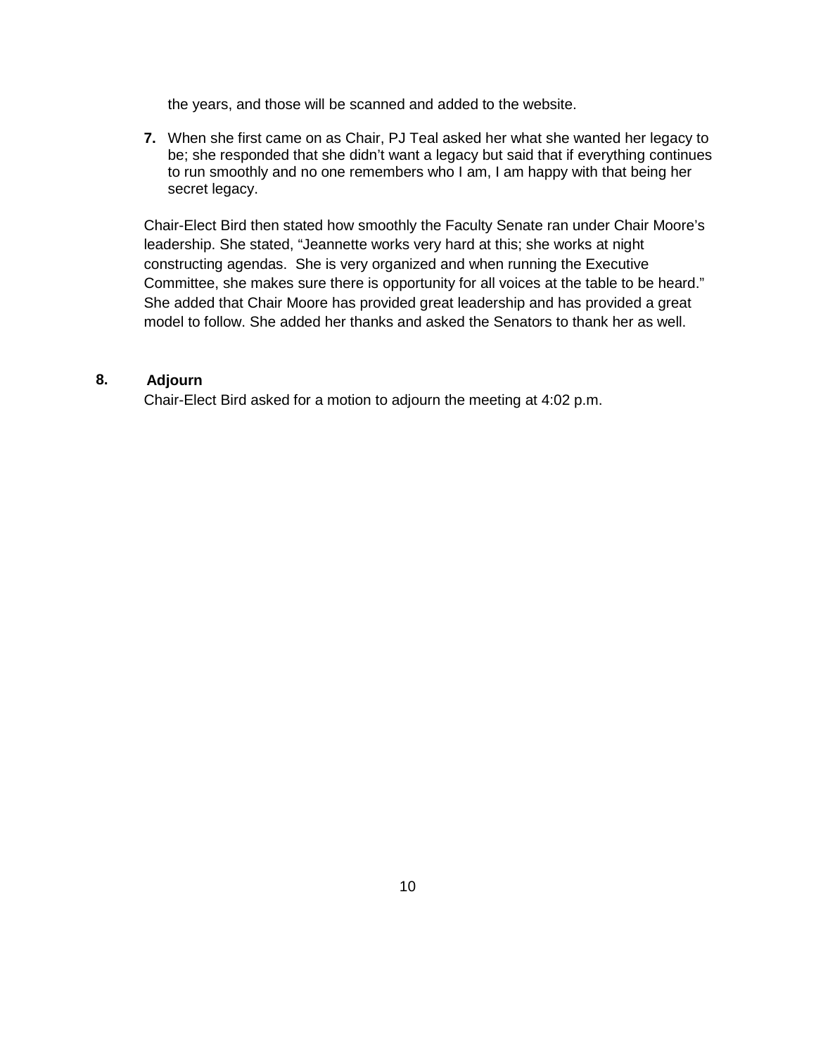the years, and those will be scanned and added to the website.

7. When she first came on as Chair, PJ Teal asked her what she wanted her legacy to be; she responded that she didn't want a legacy but said that if everything continues to run smoothly and no one remembers who I am, I am happy with that being her secret legacy.

Chair-Elect Bird then stated how smoothly the Faculty Senate ran under Chair Moore's leadership. She stated, "Jeannette works very hard at this; she works at night constructing agendas. She is very organized and when running the Executive Committee, she makes sure there is opportunity for all voices at the table to be heard." She added that Chair Moore has provided great leadership and has provided a great model to follow. She added her thanks and asked the Senators to thank her as well.

## 8. Adjourn

Chair-Elect Bird asked for a motion to adjourn the meeting at 4:02 p.m.